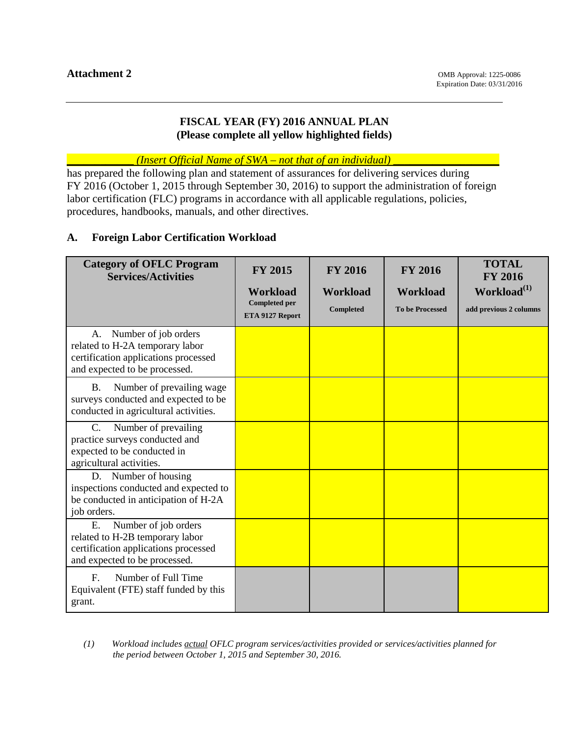**Attachment 2**

OMB Approval: 1225-0086
Expiration Date: 03/31/2016

---

# FISCAL YEAR (FY) 2016 ANNUAL PLAN
**(Please complete all yellow highlighted fields)**

\_\_\_\_\_\_\_\_\_\_\_\_ *(Insert Official Name of SWA – not that of an individual)* \_\_\_\_\_\_\_\_\_\_\_\_\_\_\_\_\_\_\_
has prepared the following plan and statement of assurances for delivering services during FY 2016 (October 1, 2015 through September 30, 2016) to support the administration of foreign labor certification (FLC) programs in accordance with all applicable regulations, policies, procedures, handbooks, manuals, and other directives.

## A. Foreign Labor Certification Workload

| Category of OFLC Program Services/Activities | FY 2015 Workload Completed per ETA 9127 Report | FY 2016 Workload Completed | FY 2016 Workload To be Processed | TOTAL FY 2016 Workload(1) add previous 2 columns |
|---|---|---|---|---|
| A. Number of job orders related to H-2A temporary labor certification applications processed and expected to be processed. | | | | |
| B. Number of prevailing wage surveys conducted and expected to be conducted in agricultural activities. | | | | |
| C. Number of prevailing practice surveys conducted and expected to be conducted in agricultural activities. | | | | |
| D. Number of housing inspections conducted and expected to be conducted in anticipation of H-2A job orders. | | | | |
| E. Number of job orders related to H-2B temporary labor certification applications processed and expected to be processed. | | | | |
| F. Number of Full Time Equivalent (FTE) staff funded by this grant. | | | | |

*(1) Workload includes actual OFLC program services/activities provided or services/activities planned for the period between October 1, 2015 and September 30, 2016.*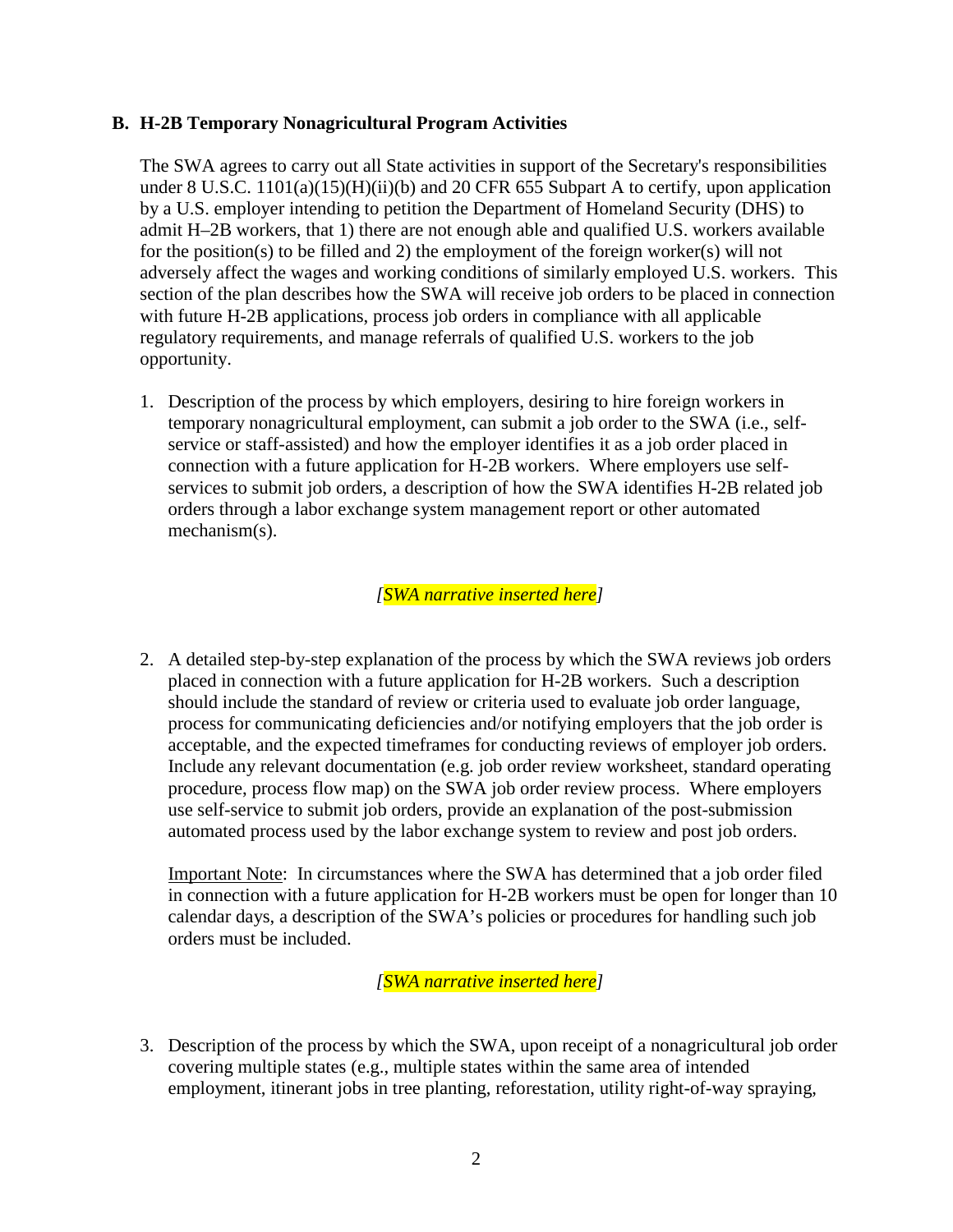### B. H-2B Temporary Nonagricultural Program Activities

The SWA agrees to carry out all State activities in support of the Secretary's responsibilities under 8 U.S.C. 1101(a)(15)(H)(ii)(b) and 20 CFR 655 Subpart A to certify, upon application by a U.S. employer intending to petition the Department of Homeland Security (DHS) to admit H–2B workers, that 1) there are not enough able and qualified U.S. workers available for the position(s) to be filled and 2) the employment of the foreign worker(s) will not adversely affect the wages and working conditions of similarly employed U.S. workers. This section of the plan describes how the SWA will receive job orders to be placed in connection with future H-2B applications, process job orders in compliance with all applicable regulatory requirements, and manage referrals of qualified U.S. workers to the job opportunity.

1. Description of the process by which employers, desiring to hire foreign workers in temporary nonagricultural employment, can submit a job order to the SWA (i.e., self-service or staff-assisted) and how the employer identifies it as a job order placed in connection with a future application for H-2B workers. Where employers use self-services to submit job orders, a description of how the SWA identifies H-2B related job orders through a labor exchange system management report or other automated mechanism(s).

   *[SWA narrative inserted here]*

2. A detailed step-by-step explanation of the process by which the SWA reviews job orders placed in connection with a future application for H-2B workers. Such a description should include the standard of review or criteria used to evaluate job order language, process for communicating deficiencies and/or notifying employers that the job order is acceptable, and the expected timeframes for conducting reviews of employer job orders. Include any relevant documentation (e.g. job order review worksheet, standard operating procedure, process flow map) on the SWA job order review process. Where employers use self-service to submit job orders, provide an explanation of the post-submission automated process used by the labor exchange system to review and post job orders.

   Important Note: In circumstances where the SWA has determined that a job order filed in connection with a future application for H-2B workers must be open for longer than 10 calendar days, a description of the SWA's policies or procedures for handling such job orders must be included.

   *[SWA narrative inserted here]*

3. Description of the process by which the SWA, upon receipt of a nonagricultural job order covering multiple states (e.g., multiple states within the same area of intended employment, itinerant jobs in tree planting, reforestation, utility right-of-way spraying,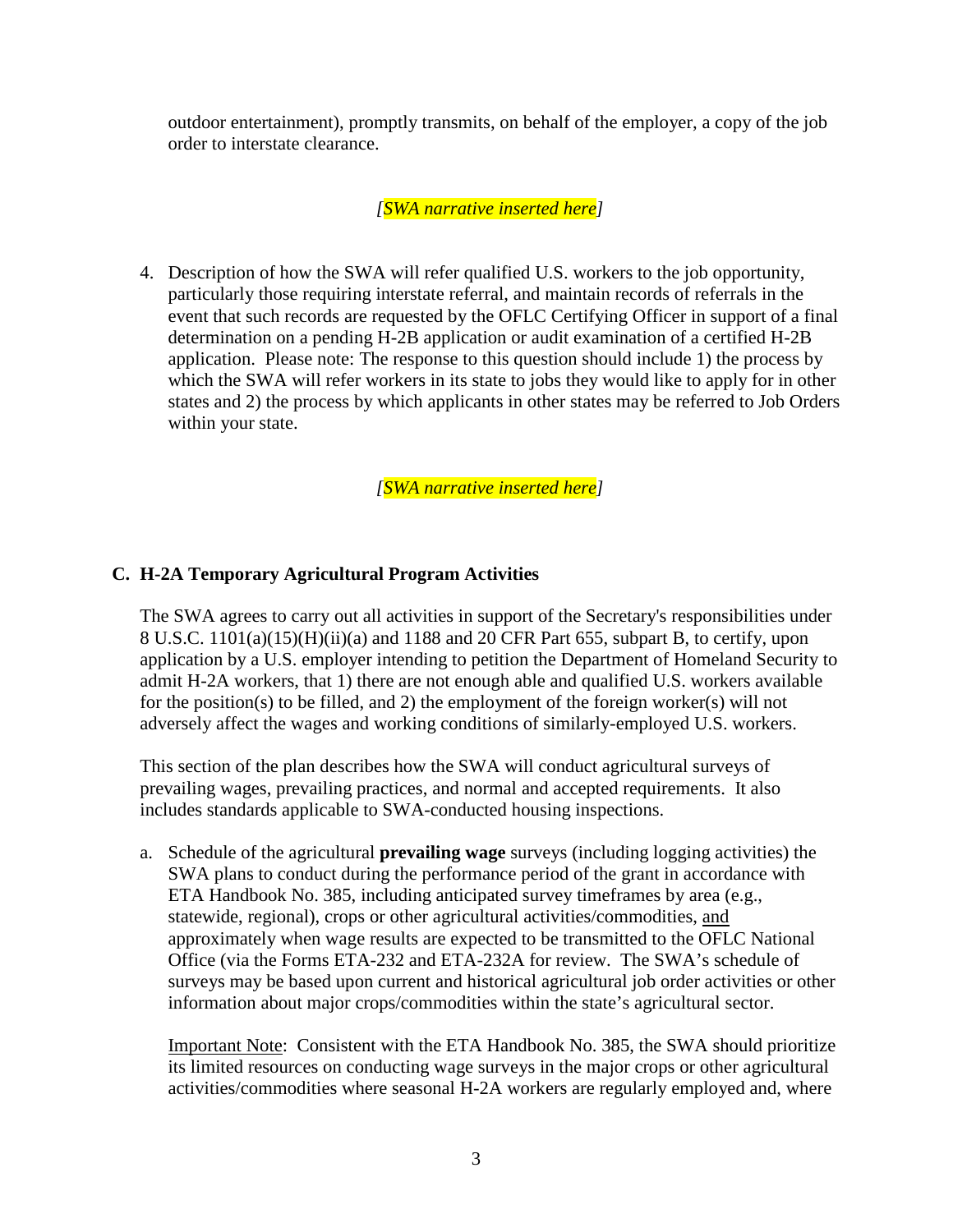outdoor entertainment), promptly transmits, on behalf of the employer, a copy of the job order to interstate clearance.

*[SWA narrative inserted here]*

4. Description of how the SWA will refer qualified U.S. workers to the job opportunity, particularly those requiring interstate referral, and maintain records of referrals in the event that such records are requested by the OFLC Certifying Officer in support of a final determination on a pending H-2B application or audit examination of a certified H-2B application. Please note: The response to this question should include 1) the process by which the SWA will refer workers in its state to jobs they would like to apply for in other states and 2) the process by which applicants in other states may be referred to Job Orders within your state.

*[SWA narrative inserted here]*

### C. H-2A Temporary Agricultural Program Activities

The SWA agrees to carry out all activities in support of the Secretary's responsibilities under 8 U.S.C. 1101(a)(15)(H)(ii)(a) and 1188 and 20 CFR Part 655, subpart B, to certify, upon application by a U.S. employer intending to petition the Department of Homeland Security to admit H-2A workers, that 1) there are not enough able and qualified U.S. workers available for the position(s) to be filled, and 2) the employment of the foreign worker(s) will not adversely affect the wages and working conditions of similarly-employed U.S. workers.

This section of the plan describes how the SWA will conduct agricultural surveys of prevailing wages, prevailing practices, and normal and accepted requirements. It also includes standards applicable to SWA-conducted housing inspections.

a. Schedule of the agricultural **prevailing wage** surveys (including logging activities) the SWA plans to conduct during the performance period of the grant in accordance with ETA Handbook No. 385, including anticipated survey timeframes by area (e.g., statewide, regional), crops or other agricultural activities/commodities, and approximately when wage results are expected to be transmitted to the OFLC National Office (via the Forms ETA-232 and ETA-232A for review. The SWA's schedule of surveys may be based upon current and historical agricultural job order activities or other information about major crops/commodities within the state's agricultural sector.

   Important Note: Consistent with the ETA Handbook No. 385, the SWA should prioritize its limited resources on conducting wage surveys in the major crops or other agricultural activities/commodities where seasonal H-2A workers are regularly employed and, where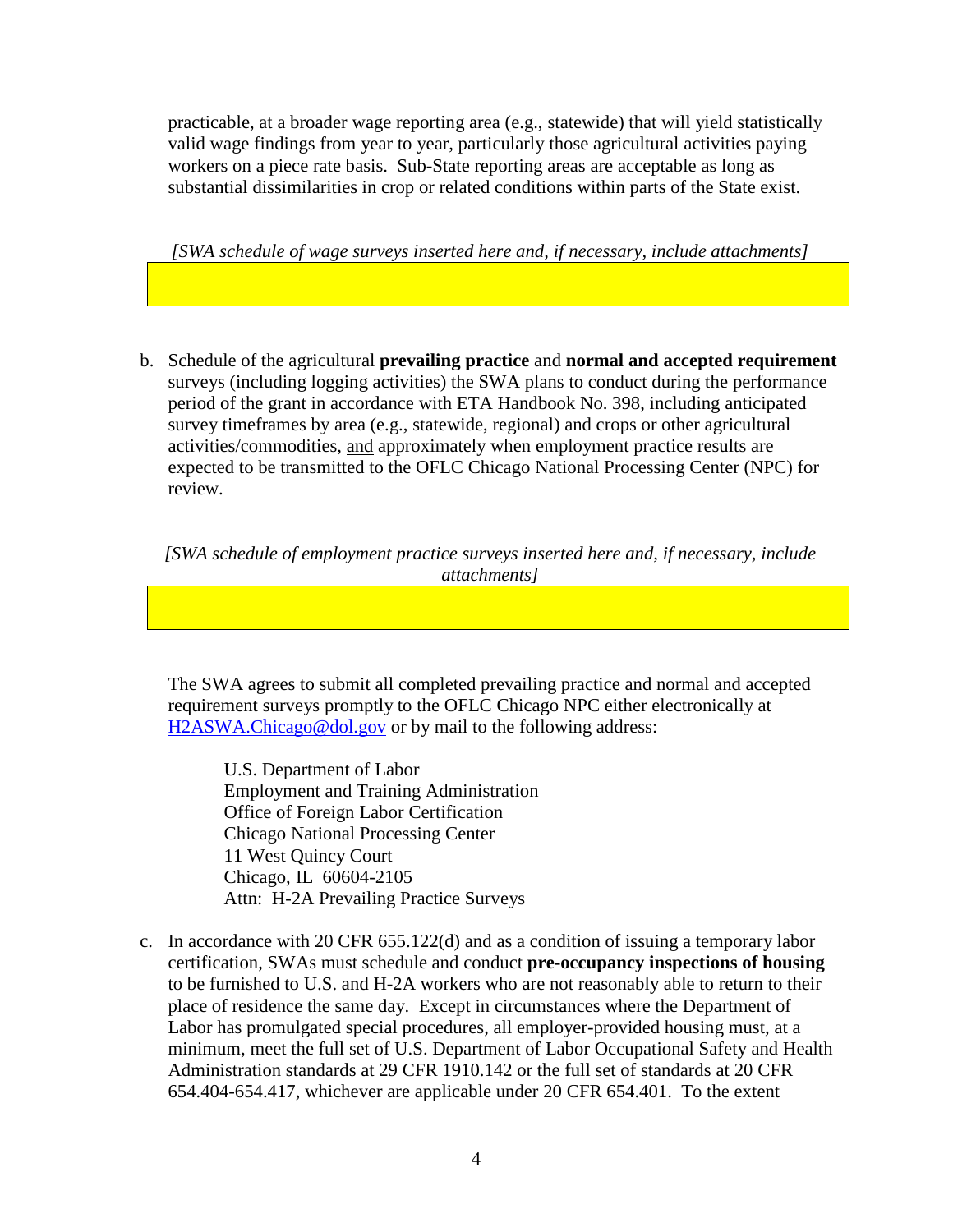practicable, at a broader wage reporting area (e.g., statewide) that will yield statistically valid wage findings from year to year, particularly those agricultural activities paying workers on a piece rate basis. Sub-State reporting areas are acceptable as long as substantial dissimilarities in crop or related conditions within parts of the State exist.

*[SWA schedule of wage surveys inserted here and, if necessary, include attachments]*

b. Schedule of the agricultural **prevailing practice** and **normal and accepted requirement** surveys (including logging activities) the SWA plans to conduct during the performance period of the grant in accordance with ETA Handbook No. 398, including anticipated survey timeframes by area (e.g., statewide, regional) and crops or other agricultural activities/commodities, and approximately when employment practice results are expected to be transmitted to the OFLC Chicago National Processing Center (NPC) for review.

*[SWA schedule of employment practice surveys inserted here and, if necessary, include attachments]*

The SWA agrees to submit all completed prevailing practice and normal and accepted requirement surveys promptly to the OFLC Chicago NPC either electronically at H2ASWA.Chicago@dol.gov or by mail to the following address:

U.S. Department of Labor
Employment and Training Administration
Office of Foreign Labor Certification
Chicago National Processing Center
11 West Quincy Court
Chicago, IL 60604-2105
Attn: H-2A Prevailing Practice Surveys

c. In accordance with 20 CFR 655.122(d) and as a condition of issuing a temporary labor certification, SWAs must schedule and conduct **pre-occupancy inspections of housing** to be furnished to U.S. and H-2A workers who are not reasonably able to return to their place of residence the same day. Except in circumstances where the Department of Labor has promulgated special procedures, all employer-provided housing must, at a minimum, meet the full set of U.S. Department of Labor Occupational Safety and Health Administration standards at 29 CFR 1910.142 or the full set of standards at 20 CFR 654.404-654.417, whichever are applicable under 20 CFR 654.401. To the extent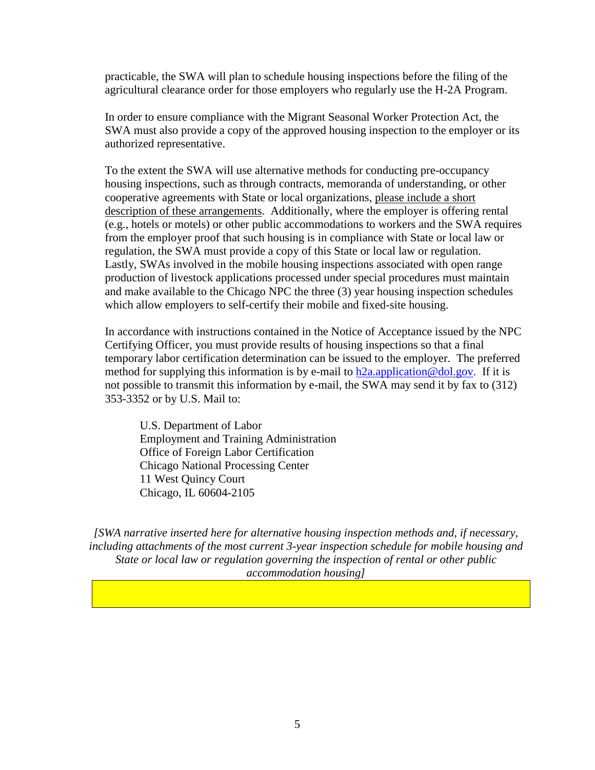practicable, the SWA will plan to schedule housing inspections before the filing of the agricultural clearance order for those employers who regularly use the H-2A Program.

In order to ensure compliance with the Migrant Seasonal Worker Protection Act, the SWA must also provide a copy of the approved housing inspection to the employer or its authorized representative.

To the extent the SWA will use alternative methods for conducting pre-occupancy housing inspections, such as through contracts, memoranda of understanding, or other cooperative agreements with State or local organizations, please include a short description of these arrangements. Additionally, where the employer is offering rental (e.g., hotels or motels) or other public accommodations to workers and the SWA requires from the employer proof that such housing is in compliance with State or local law or regulation, the SWA must provide a copy of this State or local law or regulation. Lastly, SWAs involved in the mobile housing inspections associated with open range production of livestock applications processed under special procedures must maintain and make available to the Chicago NPC the three (3) year housing inspection schedules which allow employers to self-certify their mobile and fixed-site housing.

In accordance with instructions contained in the Notice of Acceptance issued by the NPC Certifying Officer, you must provide results of housing inspections so that a final temporary labor certification determination can be issued to the employer. The preferred method for supplying this information is by e-mail to h2a.application@dol.gov. If it is not possible to transmit this information by e-mail, the SWA may send it by fax to (312) 353-3352 or by U.S. Mail to:

U.S. Department of Labor
Employment and Training Administration
Office of Foreign Labor Certification
Chicago National Processing Center
11 West Quincy Court
Chicago, IL 60604-2105

*[SWA narrative inserted here for alternative housing inspection methods and, if necessary, including attachments of the most current 3-year inspection schedule for mobile housing and State or local law or regulation governing the inspection of rental or other public accommodation housing]*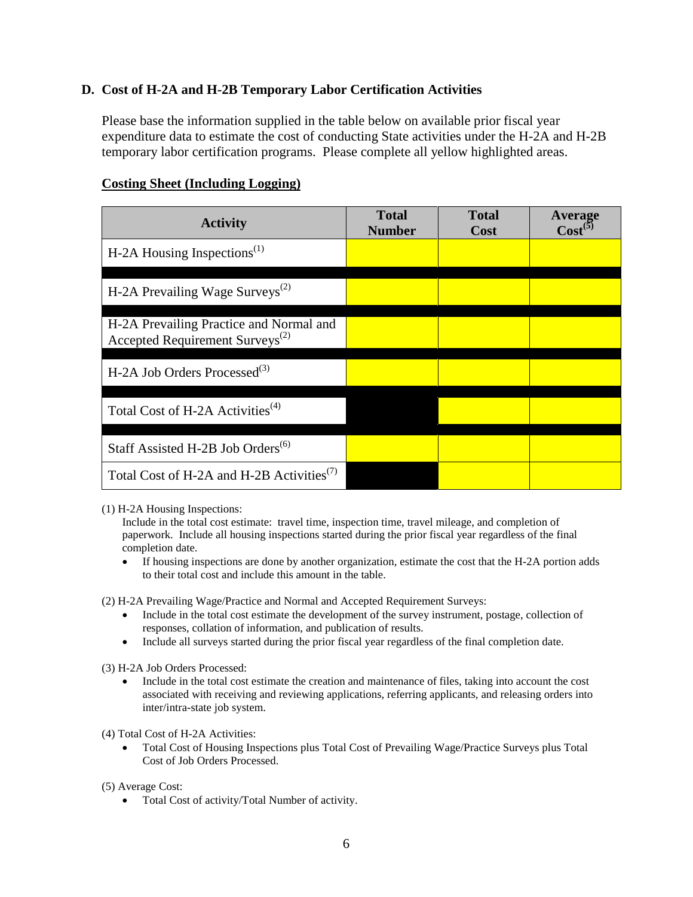## D. Cost of H-2A and H-2B Temporary Labor Certification Activities

Please base the information supplied in the table below on available prior fiscal year expenditure data to estimate the cost of conducting State activities under the H-2A and H-2B temporary labor certification programs. Please complete all yellow highlighted areas.

**Costing Sheet (Including Logging)**

| Activity | Total Number | Total Cost | Average Cost[5] |
|---|---|---|---|
| H-2A Housing Inspections[1] | | | |
| H-2A Prevailing Wage Surveys[2] | | | |
| H-2A Prevailing Practice and Normal and Accepted Requirement Surveys[2] | | | |
| H-2A Job Orders Processed[3] | | | |
| Total Cost of H-2A Activities[4] | | | |
| Staff Assisted H-2B Job Orders[6] | | | |
| Total Cost of H-2A and H-2B Activities[7] | | | |

(1) H-2A Housing Inspections:

Include in the total cost estimate: travel time, inspection time, travel mileage, and completion of paperwork. Include all housing inspections started during the prior fiscal year regardless of the final completion date.

- If housing inspections are done by another organization, estimate the cost that the H-2A portion adds to their total cost and include this amount in the table.

(2) H-2A Prevailing Wage/Practice and Normal and Accepted Requirement Surveys:

- Include in the total cost estimate the development of the survey instrument, postage, collection of responses, collation of information, and publication of results.
- Include all surveys started during the prior fiscal year regardless of the final completion date.

(3) H-2A Job Orders Processed:

- Include in the total cost estimate the creation and maintenance of files, taking into account the cost associated with receiving and reviewing applications, referring applicants, and releasing orders into inter/intra-state job system.

(4) Total Cost of H-2A Activities:

- Total Cost of Housing Inspections plus Total Cost of Prevailing Wage/Practice Surveys plus Total Cost of Job Orders Processed.

(5) Average Cost:

- Total Cost of activity/Total Number of activity.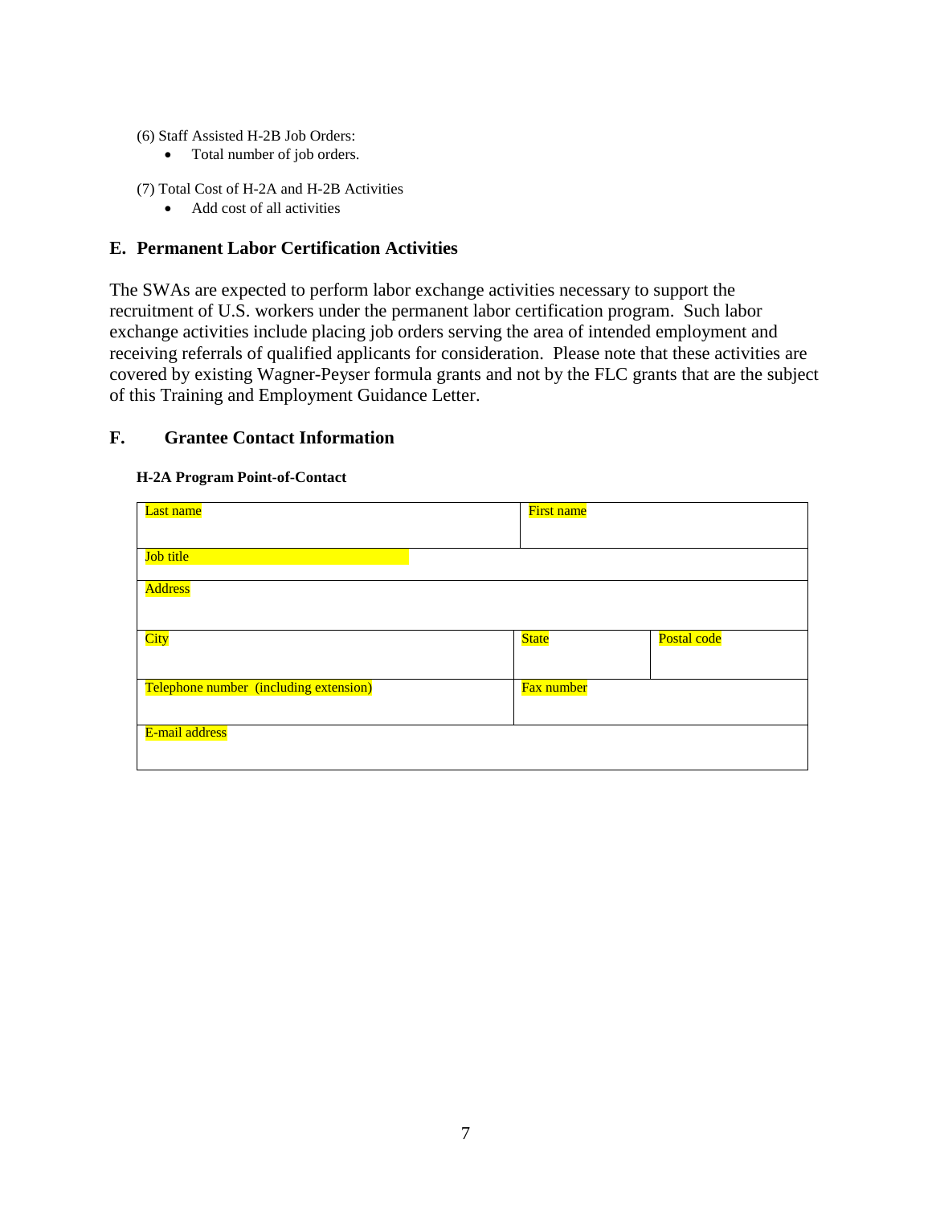(6) Staff Assisted H-2B Job Orders:

- Total number of job orders.

(7) Total Cost of H-2A and H-2B Activities

- Add cost of all activities

## E. Permanent Labor Certification Activities

The SWAs are expected to perform labor exchange activities necessary to support the recruitment of U.S. workers under the permanent labor certification program. Such labor exchange activities include placing job orders serving the area of intended employment and receiving referrals of qualified applicants for consideration. Please note that these activities are covered by existing Wagner-Peyser formula grants and not by the FLC grants that are the subject of this Training and Employment Guidance Letter.

## F. Grantee Contact Information

**H-2A Program Point-of-Contact**

| Last name | First name | |
|---|---|---|
| Job title | | |
| Address | | |
| City | State | Postal code |
| Telephone number (including extension) | Fax number | |
| E-mail address | | |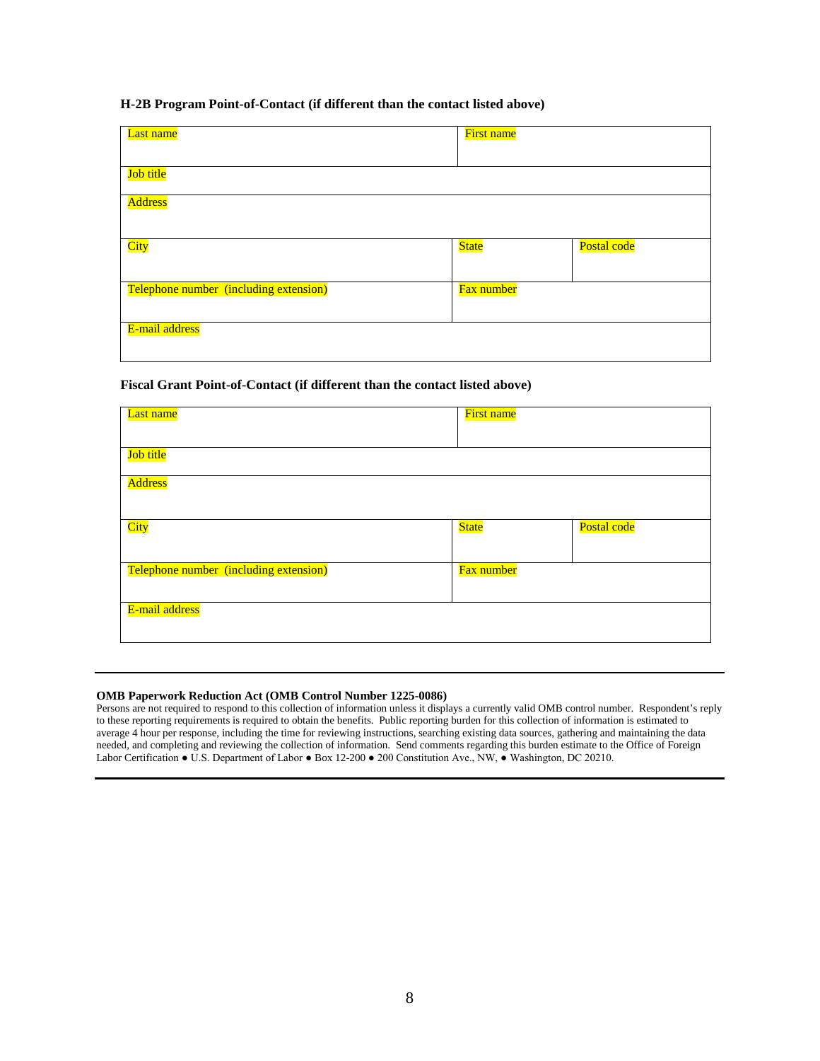**H-2B Program Point-of-Contact (if different than the contact listed above)**

| | | |
|---|---|---|
| Last name | First name | |
| Job title | | |
| Address | | |
| City | State | Postal code |
| Telephone number (including extension) | Fax number | |
| E-mail address | | |

**Fiscal Grant Point-of-Contact (if different than the contact listed above)**

| | | |
|---|---|---|
| Last name | First name | |
| Job title | | |
| Address | | |
| City | State | Postal code |
| Telephone number (including extension) | Fax number | |
| E-mail address | | |

---

**OMB Paperwork Reduction Act (OMB Control Number 1225-0086)**
Persons are not required to respond to this collection of information unless it displays a currently valid OMB control number. Respondent's reply to these reporting requirements is required to obtain the benefits. Public reporting burden for this collection of information is estimated to average 4 hour per response, including the time for reviewing instructions, searching existing data sources, gathering and maintaining the data needed, and completing and reviewing the collection of information. Send comments regarding this burden estimate to the Office of Foreign Labor Certification ● U.S. Department of Labor ● Box 12-200 ● 200 Constitution Ave., NW, ● Washington, DC 20210.

---